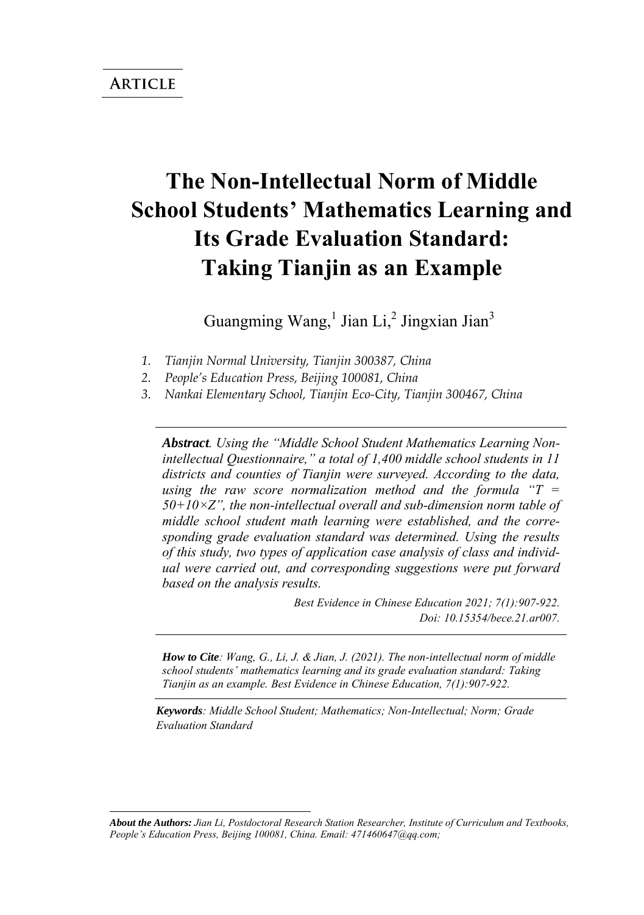**Article**

# The Non-Intellectual Norm of Middle School Students' Mathematics Learning and Its Grade Evaluation Standard: Taking Tianjin as an Example

Guangming Wang,[1] Jian Li,[2] Jingxian Jian[3]

1. *Tianjin Normal University, Tianjin 300387, China*
2. *People's Education Press, Beijing 100081, China*
3. *Nankai Elementary School, Tianjin Eco-City, Tianjin 300467, China*

***Abstract****. Using the "Middle School Student Mathematics Learning Non-intellectual Questionnaire," a total of 1,400 middle school students in 11 districts and counties of Tianjin were surveyed. According to the data, using the raw score normalization method and the formula "T = 50+10×Z", the non-intellectual overall and sub-dimension norm table of middle school student math learning were established, and the corresponding grade evaluation standard was determined. Using the results of this study, two types of application case analysis of class and individual were carried out, and corresponding suggestions were put forward based on the analysis results.*

*Best Evidence in Chinese Education 2021; 7(1):907-922.*
*Doi: 10.15354/bece.21.ar007.*

***How to Cite****: Wang, G., Li, J. & Jian, J. (2021). The non-intellectual norm of middle school students' mathematics learning and its grade evaluation standard: Taking Tianjin as an example. Best Evidence in Chinese Education, 7(1):907-922.*

***Keywords****: Middle School Student; Mathematics; Non-Intellectual; Norm; Grade Evaluation Standard*

---

***About the Authors:*** *Jian Li, Postdoctoral Research Station Researcher, Institute of Curriculum and Textbooks, People's Education Press, Beijing 100081, China. Email: 471460647@qq.com;*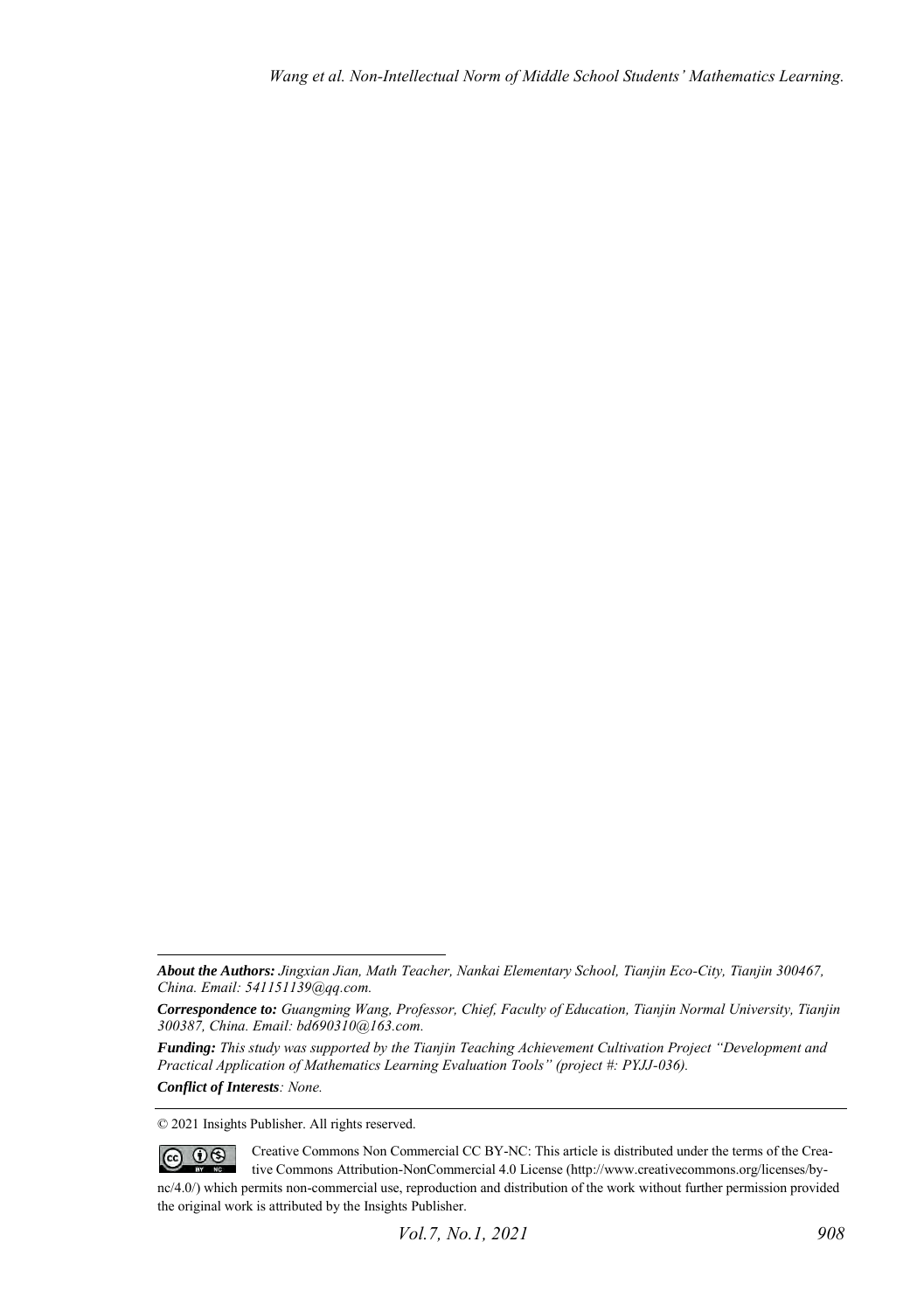***About the Authors:*** *Jingxian Jian, Math Teacher, Nankai Elementary School, Tianjin Eco-City, Tianjin 300467, China. Email: 541151139@qq.com.*

***Correspondence to:*** *Guangming Wang, Professor, Chief, Faculty of Education, Tianjin Normal University, Tianjin 300387, China. Email: bd690310@163.com.*

***Funding:*** *This study was supported by the Tianjin Teaching Achievement Cultivation Project "Development and Practical Application of Mathematics Learning Evaluation Tools" (project #: PYJJ-036).*

***Conflict of Interests****: None.*

© 2021 Insights Publisher. All rights reserved.

Creative Commons Non Commercial CC BY-NC: This article is distributed under the terms of the Creative Commons Attribution-NonCommercial 4.0 License (http://www.creativecommons.org/licenses/by-nc/4.0/) which permits non-commercial use, reproduction and distribution of the work without further permission provided the original work is attributed by the Insights Publisher.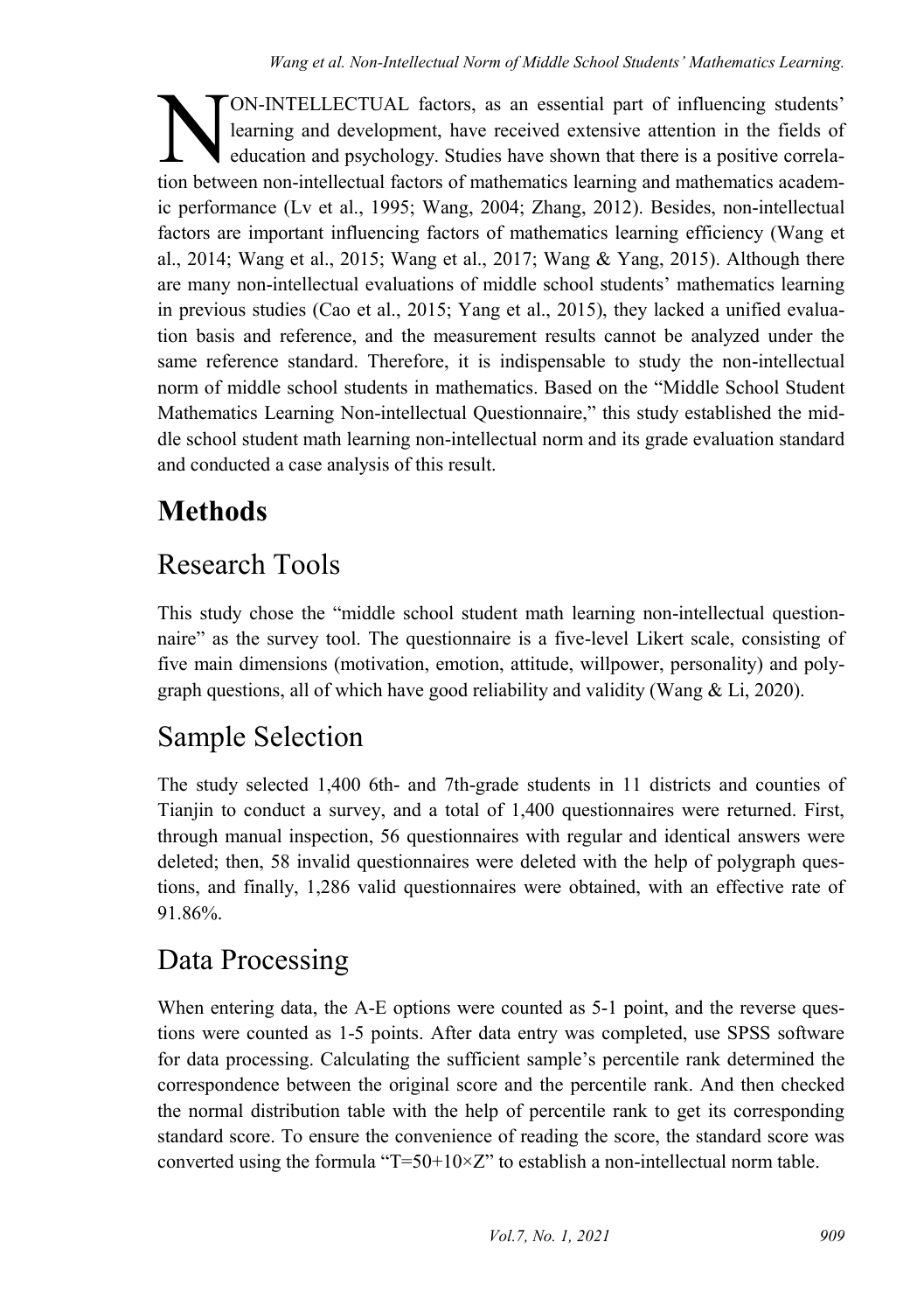NON-INTELLECTUAL factors, as an essential part of influencing students' learning and development, have received extensive attention in the fields of education and psychology. Studies have shown that there is a positive correlation between non-intellectual factors of mathematics learning and mathematics academic performance (Lv et al., 1995; Wang, 2004; Zhang, 2012). Besides, non-intellectual factors are important influencing factors of mathematics learning efficiency (Wang et al., 2014; Wang et al., 2015; Wang et al., 2017; Wang & Yang, 2015). Although there are many non-intellectual evaluations of middle school students' mathematics learning in previous studies (Cao et al., 2015; Yang et al., 2015), they lacked a unified evaluation basis and reference, and the measurement results cannot be analyzed under the same reference standard. Therefore, it is indispensable to study the non-intellectual norm of middle school students in mathematics. Based on the "Middle School Student Mathematics Learning Non-intellectual Questionnaire," this study established the middle school student math learning non-intellectual norm and its grade evaluation standard and conducted a case analysis of this result.

# Methods

## Research Tools

This study chose the "middle school student math learning non-intellectual questionnaire" as the survey tool. The questionnaire is a five-level Likert scale, consisting of five main dimensions (motivation, emotion, attitude, willpower, personality) and polygraph questions, all of which have good reliability and validity (Wang & Li, 2020).

## Sample Selection

The study selected 1,400 6th- and 7th-grade students in 11 districts and counties of Tianjin to conduct a survey, and a total of 1,400 questionnaires were returned. First, through manual inspection, 56 questionnaires with regular and identical answers were deleted; then, 58 invalid questionnaires were deleted with the help of polygraph questions, and finally, 1,286 valid questionnaires were obtained, with an effective rate of 91.86%.

## Data Processing

When entering data, the A-E options were counted as 5-1 point, and the reverse questions were counted as 1-5 points. After data entry was completed, use SPSS software for data processing. Calculating the sufficient sample's percentile rank determined the correspondence between the original score and the percentile rank. And then checked the normal distribution table with the help of percentile rank to get its corresponding standard score. To ensure the convenience of reading the score, the standard score was converted using the formula "$T=50+10\times Z$" to establish a non-intellectual norm table.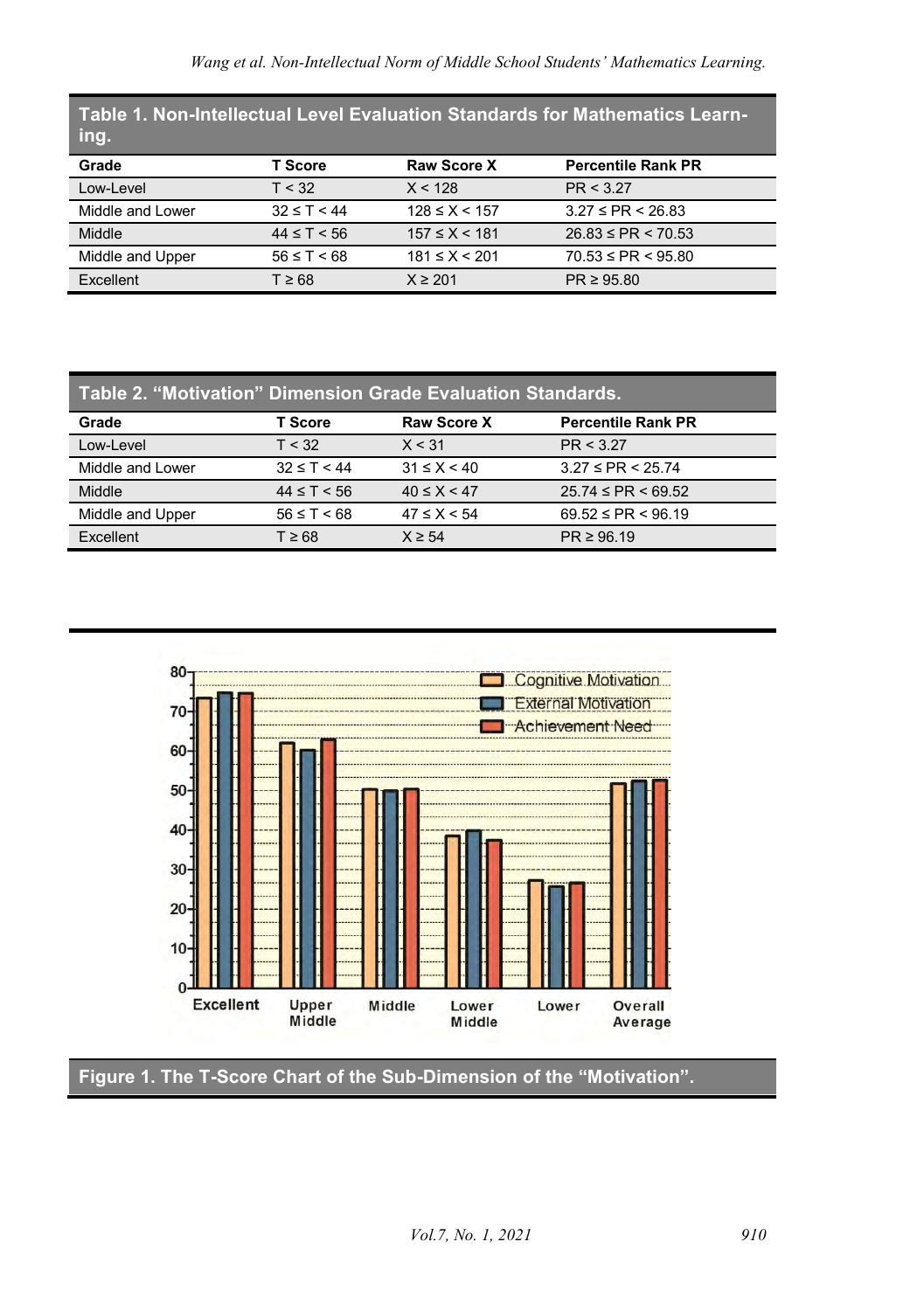Table 1. Non-Intellectual Level Evaluation Standards for Mathematics Learning.

| Grade | T Score | Raw Score X | Percentile Rank PR |
|---|---|---|---|
| Low-Level | T < 32 | X < 128 | PR < 3.27 |
| Middle and Lower | 32 ≤ T < 44 | 128 ≤ X < 157 | 3.27 ≤ PR < 26.83 |
| Middle | 44 ≤ T < 56 | 157 ≤ X < 181 | 26.83 ≤ PR < 70.53 |
| Middle and Upper | 56 ≤ T < 68 | 181 ≤ X < 201 | 70.53 ≤ PR < 95.80 |
| Excellent | T ≥ 68 | X ≥ 201 | PR ≥ 95.80 |

Table 2. "Motivation" Dimension Grade Evaluation Standards.

| Grade | T Score | Raw Score X | Percentile Rank PR |
|---|---|---|---|
| Low-Level | T < 32 | X < 31 | PR < 3.27 |
| Middle and Lower | 32 ≤ T < 44 | 31 ≤ X < 40 | 3.27 ≤ PR < 25.74 |
| Middle | 44 ≤ T < 56 | 40 ≤ X < 47 | 25.74 ≤ PR < 69.52 |
| Middle and Upper | 56 ≤ T < 68 | 47 ≤ X < 54 | 69.52 ≤ PR < 96.19 |
| Excellent | T ≥ 68 | X ≥ 54 | PR ≥ 96.19 |

0
10
20
30
40
50
60
70
80

Cognitive Motivation
External Motivation
Achievement Need

Excellent
Upper Middle
Middle
Lower Middle
Lower
Overall Average

Figure 1. The T-Score Chart of the Sub-Dimension of the "Motivation".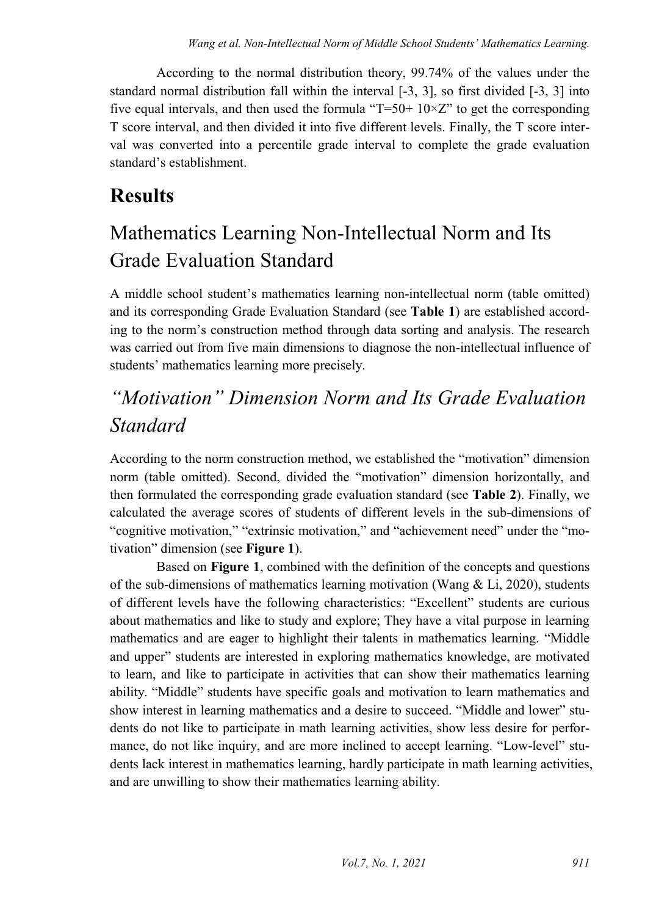According to the normal distribution theory, 99.74% of the values under the standard normal distribution fall within the interval [-3, 3], so first divided [-3, 3] into five equal intervals, and then used the formula "$T=50+10\times Z$" to get the corresponding T score interval, and then divided it into five different levels. Finally, the T score interval was converted into a percentile grade interval to complete the grade evaluation standard's establishment.

# Results

## Mathematics Learning Non-Intellectual Norm and Its Grade Evaluation Standard

A middle school student's mathematics learning non-intellectual norm (table omitted) and its corresponding Grade Evaluation Standard (see **Table 1**) are established according to the norm's construction method through data sorting and analysis. The research was carried out from five main dimensions to diagnose the non-intellectual influence of students' mathematics learning more precisely.

## *"Motivation" Dimension Norm and Its Grade Evaluation Standard*

According to the norm construction method, we established the "motivation" dimension norm (table omitted). Second, divided the "motivation" dimension horizontally, and then formulated the corresponding grade evaluation standard (see **Table 2**). Finally, we calculated the average scores of students of different levels in the sub-dimensions of "cognitive motivation," "extrinsic motivation," and "achievement need" under the "motivation" dimension (see **Figure 1**).

Based on **Figure 1**, combined with the definition of the concepts and questions of the sub-dimensions of mathematics learning motivation (Wang & Li, 2020), students of different levels have the following characteristics: "Excellent" students are curious about mathematics and like to study and explore; They have a vital purpose in learning mathematics and are eager to highlight their talents in mathematics learning. "Middle and upper" students are interested in exploring mathematics knowledge, are motivated to learn, and like to participate in activities that can show their mathematics learning ability. "Middle" students have specific goals and motivation to learn mathematics and show interest in learning mathematics and a desire to succeed. "Middle and lower" students do not like to participate in math learning activities, show less desire for performance, do not like inquiry, and are more inclined to accept learning. "Low-level" students lack interest in mathematics learning, hardly participate in math learning activities, and are unwilling to show their mathematics learning ability.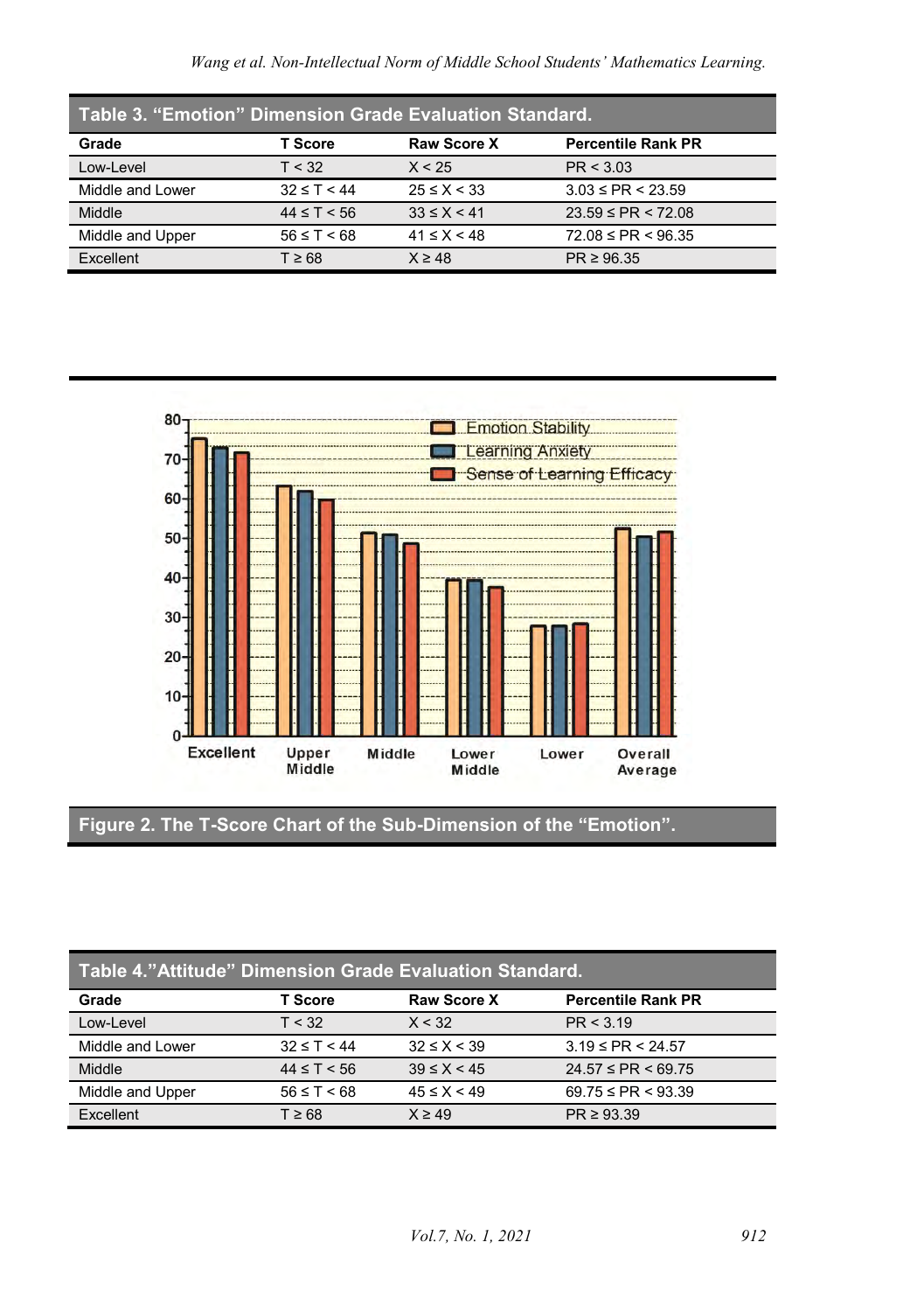Table 3. "Emotion" Dimension Grade Evaluation Standard.

| Grade | T Score | Raw Score X | Percentile Rank PR |
|---|---|---|---|
| Low-Level | T < 32 | X < 25 | PR < 3.03 |
| Middle and Lower | 32 ≤ T < 44 | 25 ≤ X < 33 | 3.03 ≤ PR < 23.59 |
| Middle | 44 ≤ T < 56 | 33 ≤ X < 41 | 23.59 ≤ PR < 72.08 |
| Middle and Upper | 56 ≤ T < 68 | 41 ≤ X < 48 | 72.08 ≤ PR < 96.35 |
| Excellent | T ≥ 68 | X ≥ 48 | PR ≥ 96.35 |

80
70
60
50
40
30
20
10
0

Emotion Stability
Learning Anxiety
Sense of Learning Efficacy

Excellent
Upper Middle
Middle
Lower Middle
Lower
Overall Average

Figure 2. The T-Score Chart of the Sub-Dimension of the "Emotion".

Table 4."Attitude" Dimension Grade Evaluation Standard.

| Grade | T Score | Raw Score X | Percentile Rank PR |
|---|---|---|---|
| Low-Level | T < 32 | X < 32 | PR < 3.19 |
| Middle and Lower | 32 ≤ T < 44 | 32 ≤ X < 39 | 3.19 ≤ PR < 24.57 |
| Middle | 44 ≤ T < 56 | 39 ≤ X < 45 | 24.57 ≤ PR < 69.75 |
| Middle and Upper | 56 ≤ T < 68 | 45 ≤ X < 49 | 69.75 ≤ PR < 93.39 |
| Excellent | T ≥ 68 | X ≥ 49 | PR ≥ 93.39 |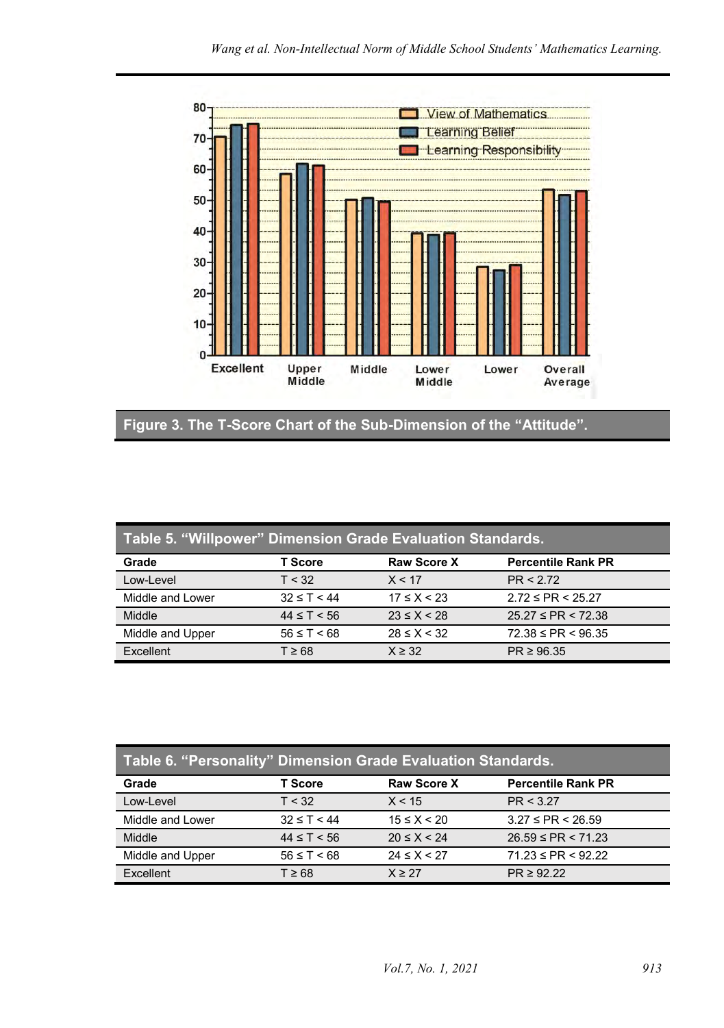80
70
60
50
40
30
20
10
0

View of Mathematics
Learning Belief
Learning Responsibility

Excellent
Upper Middle
Middle
Lower Middle
Lower
Overall Average

**Figure 3. The T-Score Chart of the Sub-Dimension of the "Attitude".**

**Table 5. "Willpower" Dimension Grade Evaluation Standards.**

| Grade | T Score | Raw Score X | Percentile Rank PR |
|---|---|---|---|
| Low-Level | T < 32 | X < 17 | PR < 2.72 |
| Middle and Lower | 32 ≤ T < 44 | 17 ≤ X < 23 | 2.72 ≤ PR < 25.27 |
| Middle | 44 ≤ T < 56 | 23 ≤ X < 28 | 25.27 ≤ PR < 72.38 |
| Middle and Upper | 56 ≤ T < 68 | 28 ≤ X < 32 | 72.38 ≤ PR < 96.35 |
| Excellent | T ≥ 68 | X ≥ 32 | PR ≥ 96.35 |

**Table 6. "Personality" Dimension Grade Evaluation Standards.**

| Grade | T Score | Raw Score X | Percentile Rank PR |
|---|---|---|---|
| Low-Level | T < 32 | X < 15 | PR < 3.27 |
| Middle and Lower | 32 ≤ T < 44 | 15 ≤ X < 20 | 3.27 ≤ PR < 26.59 |
| Middle | 44 ≤ T < 56 | 20 ≤ X < 24 | 26.59 ≤ PR < 71.23 |
| Middle and Upper | 56 ≤ T < 68 | 24 ≤ X < 27 | 71.23 ≤ PR < 92.22 |
| Excellent | T ≥ 68 | X ≥ 27 | PR ≥ 92.22 |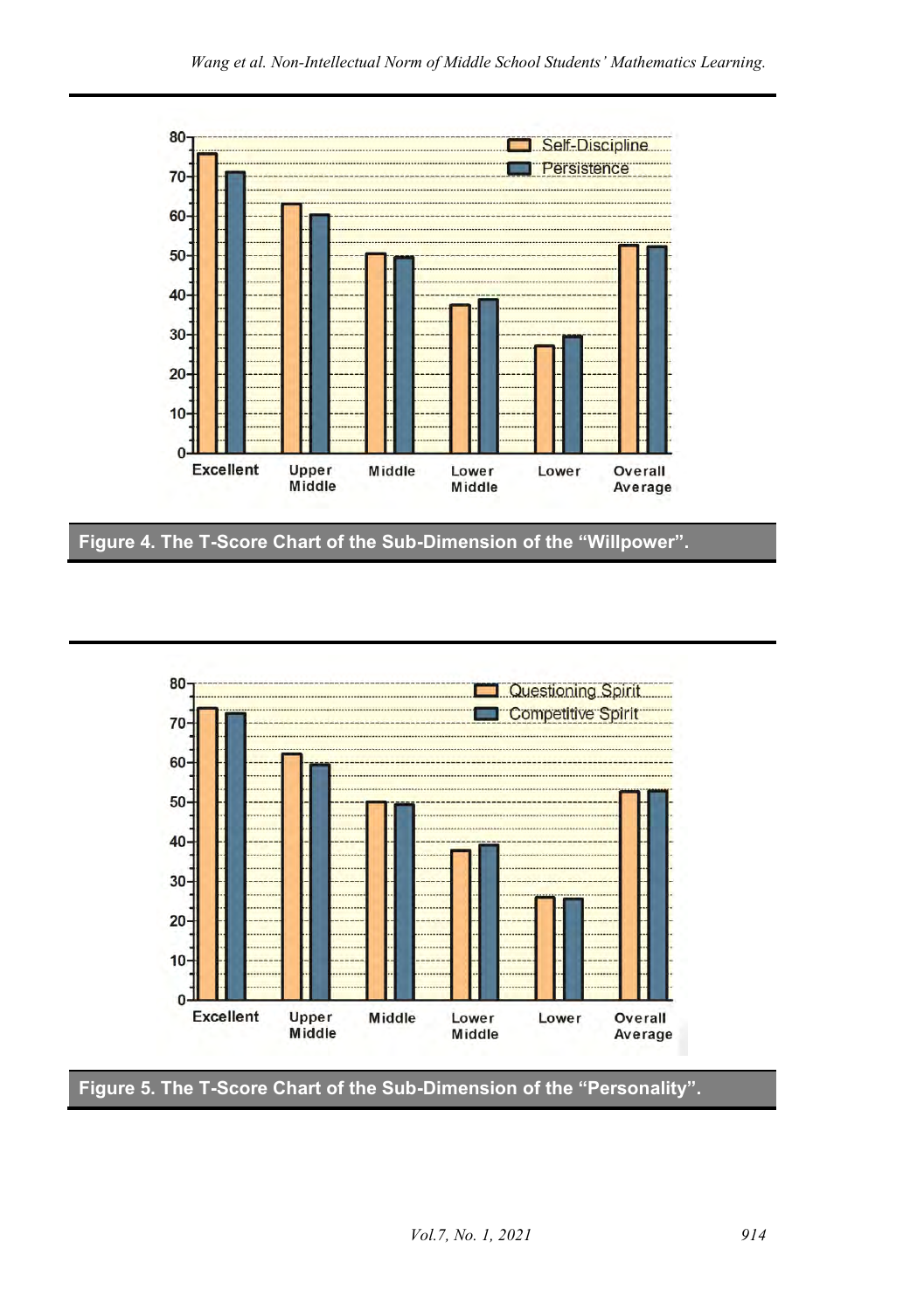80
70
60
50
40
30
20
10
0

Self-Discipline
Persistence

Excellent
Upper Middle
Middle
Lower Middle
Lower
Overall Average

**Figure 4. The T-Score Chart of the Sub-Dimension of the "Willpower".**

80
70
60
50
40
30
20
10
0

Questioning Spirit
Competitive Spirit

Excellent
Upper Middle
Middle
Lower Middle
Lower
Overall Average

**Figure 5. The T-Score Chart of the Sub-Dimension of the "Personality".**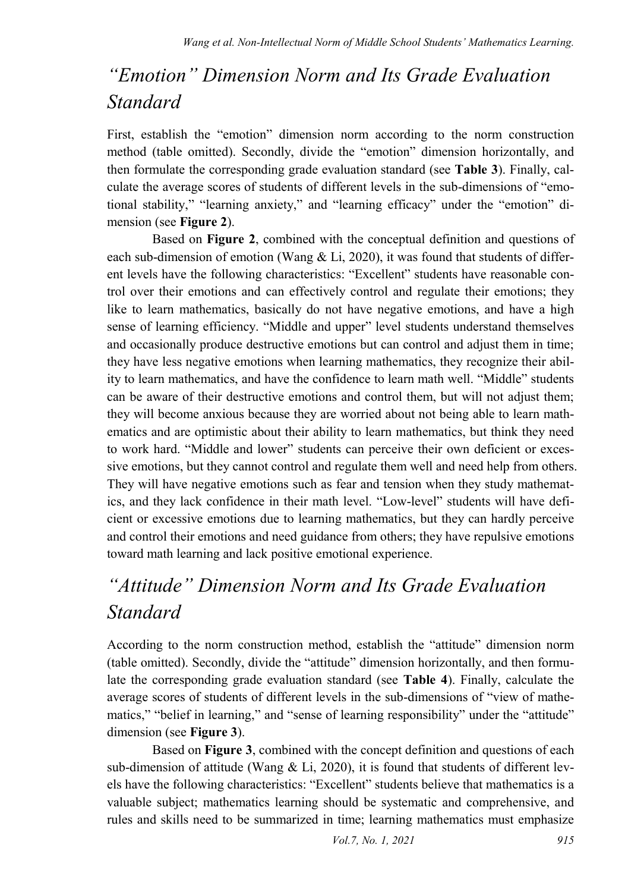## *"Emotion" Dimension Norm and Its Grade Evaluation Standard*

First, establish the "emotion" dimension norm according to the norm construction method (table omitted). Secondly, divide the "emotion" dimension horizontally, and then formulate the corresponding grade evaluation standard (see **Table 3**). Finally, calculate the average scores of students of different levels in the sub-dimensions of "emotional stability," "learning anxiety," and "learning efficacy" under the "emotion" dimension (see **Figure 2**).

Based on **Figure 2**, combined with the conceptual definition and questions of each sub-dimension of emotion (Wang & Li, 2020), it was found that students of different levels have the following characteristics: "Excellent" students have reasonable control over their emotions and can effectively control and regulate their emotions; they like to learn mathematics, basically do not have negative emotions, and have a high sense of learning efficiency. "Middle and upper" level students understand themselves and occasionally produce destructive emotions but can control and adjust them in time; they have less negative emotions when learning mathematics, they recognize their ability to learn mathematics, and have the confidence to learn math well. "Middle" students can be aware of their destructive emotions and control them, but will not adjust them; they will become anxious because they are worried about not being able to learn mathematics and are optimistic about their ability to learn mathematics, but think they need to work hard. "Middle and lower" students can perceive their own deficient or excessive emotions, but they cannot control and regulate them well and need help from others. They will have negative emotions such as fear and tension when they study mathematics, and they lack confidence in their math level. "Low-level" students will have deficient or excessive emotions due to learning mathematics, but they can hardly perceive and control their emotions and need guidance from others; they have repulsive emotions toward math learning and lack positive emotional experience.

## *"Attitude" Dimension Norm and Its Grade Evaluation Standard*

According to the norm construction method, establish the "attitude" dimension norm (table omitted). Secondly, divide the "attitude" dimension horizontally, and then formulate the corresponding grade evaluation standard (see **Table 4**). Finally, calculate the average scores of students of different levels in the sub-dimensions of "view of mathematics," "belief in learning," and "sense of learning responsibility" under the "attitude" dimension (see **Figure 3**).

Based on **Figure 3**, combined with the concept definition and questions of each sub-dimension of attitude (Wang & Li, 2020), it is found that students of different levels have the following characteristics: "Excellent" students believe that mathematics is a valuable subject; mathematics learning should be systematic and comprehensive, and rules and skills need to be summarized in time; learning mathematics must emphasize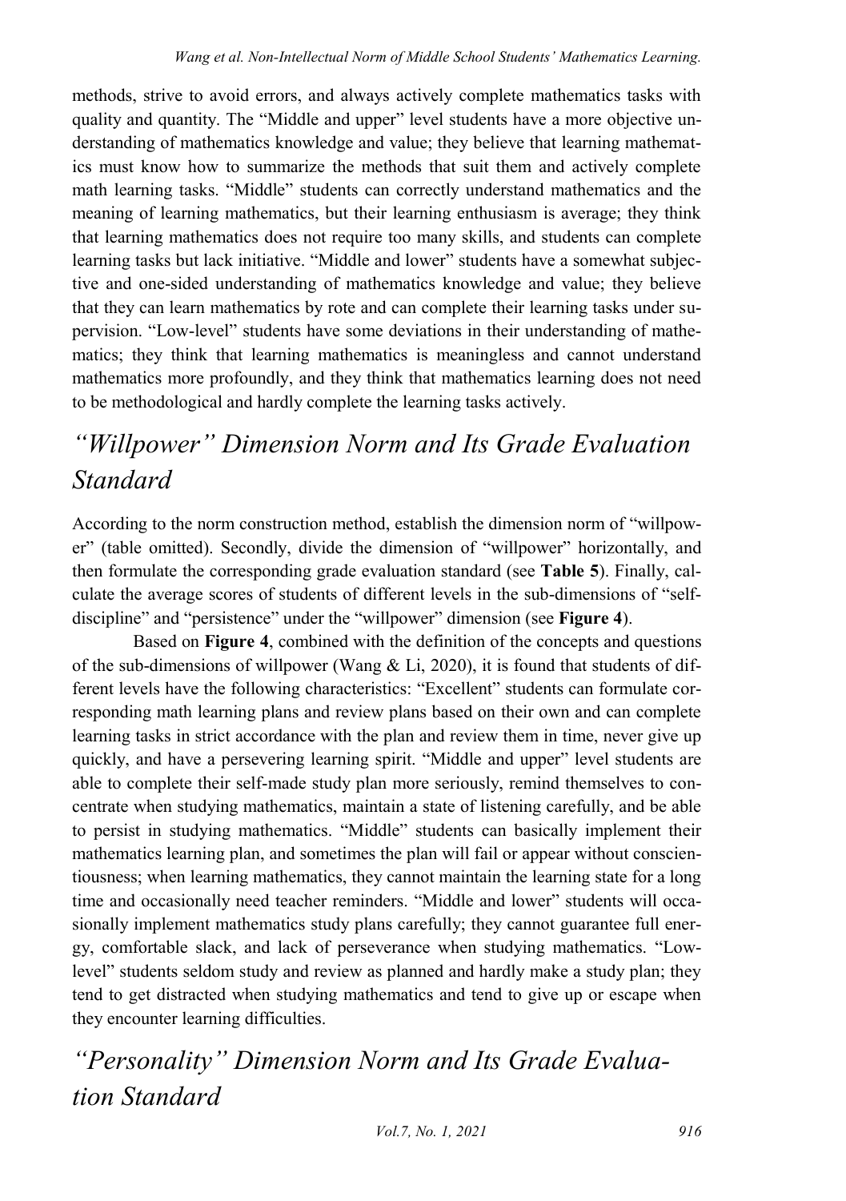methods, strive to avoid errors, and always actively complete mathematics tasks with quality and quantity. The "Middle and upper" level students have a more objective understanding of mathematics knowledge and value; they believe that learning mathematics must know how to summarize the methods that suit them and actively complete math learning tasks. "Middle" students can correctly understand mathematics and the meaning of learning mathematics, but their learning enthusiasm is average; they think that learning mathematics does not require too many skills, and students can complete learning tasks but lack initiative. "Middle and lower" students have a somewhat subjective and one-sided understanding of mathematics knowledge and value; they believe that they can learn mathematics by rote and can complete their learning tasks under supervision. "Low-level" students have some deviations in their understanding of mathematics; they think that learning mathematics is meaningless and cannot understand mathematics more profoundly, and they think that mathematics learning does not need to be methodological and hardly complete the learning tasks actively.

## *"Willpower" Dimension Norm and Its Grade Evaluation Standard*

According to the norm construction method, establish the dimension norm of "willpower" (table omitted). Secondly, divide the dimension of "willpower" horizontally, and then formulate the corresponding grade evaluation standard (see **Table 5**). Finally, calculate the average scores of students of different levels in the sub-dimensions of "self-discipline" and "persistence" under the "willpower" dimension (see **Figure 4**).

Based on **Figure 4**, combined with the definition of the concepts and questions of the sub-dimensions of willpower (Wang & Li, 2020), it is found that students of different levels have the following characteristics: "Excellent" students can formulate corresponding math learning plans and review plans based on their own and can complete learning tasks in strict accordance with the plan and review them in time, never give up quickly, and have a persevering learning spirit. "Middle and upper" level students are able to complete their self-made study plan more seriously, remind themselves to concentrate when studying mathematics, maintain a state of listening carefully, and be able to persist in studying mathematics. "Middle" students can basically implement their mathematics learning plan, and sometimes the plan will fail or appear without conscientiousness; when learning mathematics, they cannot maintain the learning state for a long time and occasionally need teacher reminders. "Middle and lower" students will occasionally implement mathematics study plans carefully; they cannot guarantee full energy, comfortable slack, and lack of perseverance when studying mathematics. "Low-level" students seldom study and review as planned and hardly make a study plan; they tend to get distracted when studying mathematics and tend to give up or escape when they encounter learning difficulties.

## *"Personality" Dimension Norm and Its Grade Evaluation Standard*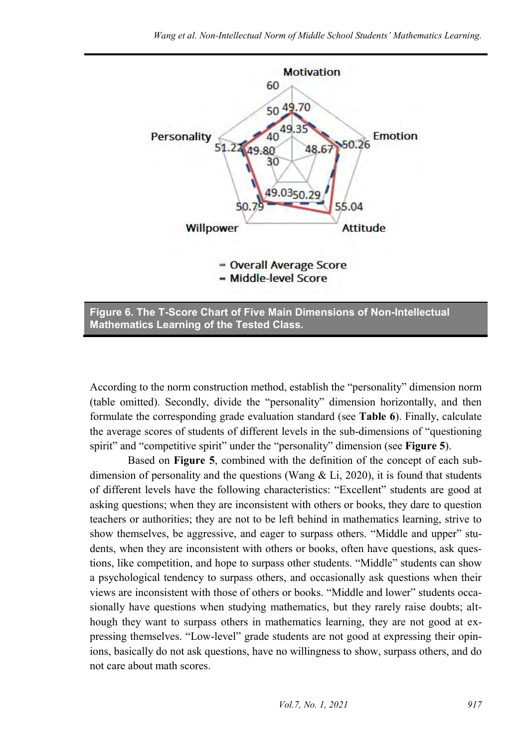**Figure 6. The T-Score Chart of Five Main Dimensions of Non-Intellectual Mathematics Learning of the Tested Class.**

According to the norm construction method, establish the "personality" dimension norm (table omitted). Secondly, divide the "personality" dimension horizontally, and then formulate the corresponding grade evaluation standard (see **Table 6**). Finally, calculate the average scores of students of different levels in the sub-dimensions of "questioning spirit" and "competitive spirit" under the "personality" dimension (see **Figure 5**).

Based on **Figure 5**, combined with the definition of the concept of each sub-dimension of personality and the questions (Wang & Li, 2020), it is found that students of different levels have the following characteristics: "Excellent" students are good at asking questions; when they are inconsistent with others or books, they dare to question teachers or authorities; they are not to be left behind in mathematics learning, strive to show themselves, be aggressive, and eager to surpass others. "Middle and upper" students, when they are inconsistent with others or books, often have questions, ask questions, like competition, and hope to surpass other students. "Middle" students can show a psychological tendency to surpass others, and occasionally ask questions when their views are inconsistent with those of others or books. "Middle and lower" students occasionally have questions when studying mathematics, but they rarely raise doubts; although they want to surpass others in mathematics learning, they are not good at expressing themselves. "Low-level" grade students are not good at expressing their opinions, basically do not ask questions, have no willingness to show, surpass others, and do not care about math scores.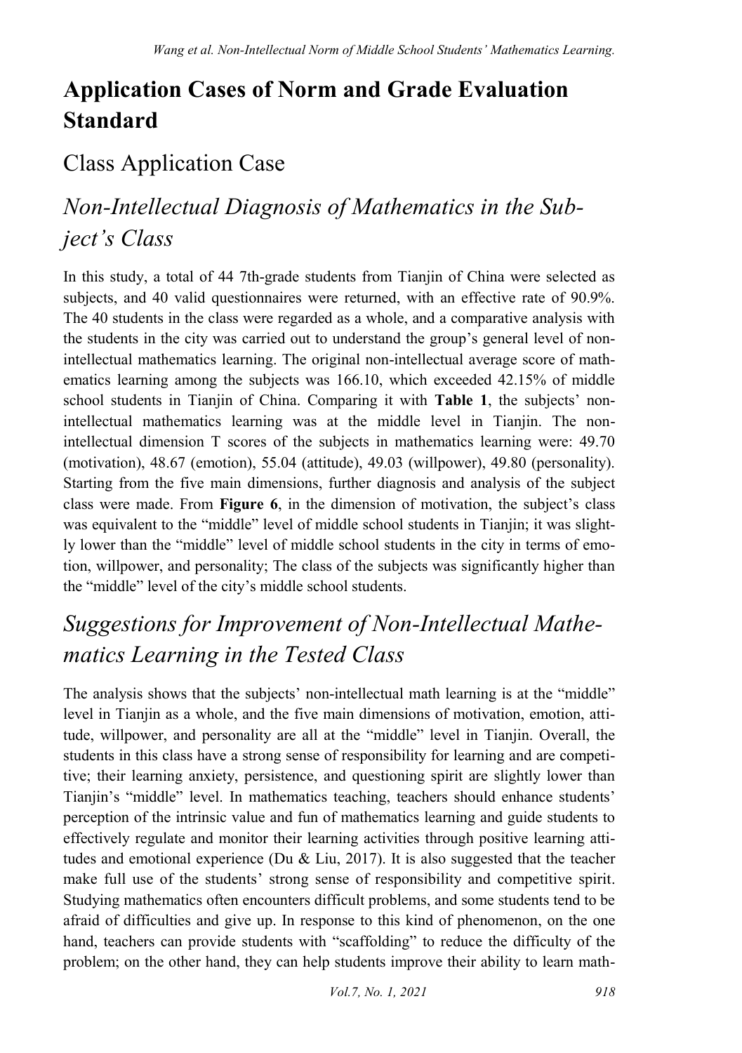# Application Cases of Norm and Grade Evaluation Standard

## Class Application Case

### *Non-Intellectual Diagnosis of Mathematics in the Subject's Class*

In this study, a total of 44 7th-grade students from Tianjin of China were selected as subjects, and 40 valid questionnaires were returned, with an effective rate of 90.9%. The 40 students in the class were regarded as a whole, and a comparative analysis with the students in the city was carried out to understand the group's general level of non-intellectual mathematics learning. The original non-intellectual average score of mathematics learning among the subjects was 166.10, which exceeded 42.15% of middle school students in Tianjin of China. Comparing it with **Table 1**, the subjects' non-intellectual mathematics learning was at the middle level in Tianjin. The non-intellectual dimension T scores of the subjects in mathematics learning were: 49.70 (motivation), 48.67 (emotion), 55.04 (attitude), 49.03 (willpower), 49.80 (personality). Starting from the five main dimensions, further diagnosis and analysis of the subject class were made. From **Figure 6**, in the dimension of motivation, the subject's class was equivalent to the "middle" level of middle school students in Tianjin; it was slightly lower than the "middle" level of middle school students in the city in terms of emotion, willpower, and personality; The class of the subjects was significantly higher than the "middle" level of the city's middle school students.

### *Suggestions for Improvement of Non-Intellectual Mathematics Learning in the Tested Class*

The analysis shows that the subjects' non-intellectual math learning is at the "middle" level in Tianjin as a whole, and the five main dimensions of motivation, emotion, attitude, willpower, and personality are all at the "middle" level in Tianjin. Overall, the students in this class have a strong sense of responsibility for learning and are competitive; their learning anxiety, persistence, and questioning spirit are slightly lower than Tianjin's "middle" level. In mathematics teaching, teachers should enhance students' perception of the intrinsic value and fun of mathematics learning and guide students to effectively regulate and monitor their learning activities through positive learning attitudes and emotional experience (Du & Liu, 2017). It is also suggested that the teacher make full use of the students' strong sense of responsibility and competitive spirit. Studying mathematics often encounters difficult problems, and some students tend to be afraid of difficulties and give up. In response to this kind of phenomenon, on the one hand, teachers can provide students with "scaffolding" to reduce the difficulty of the problem; on the other hand, they can help students improve their ability to learn math-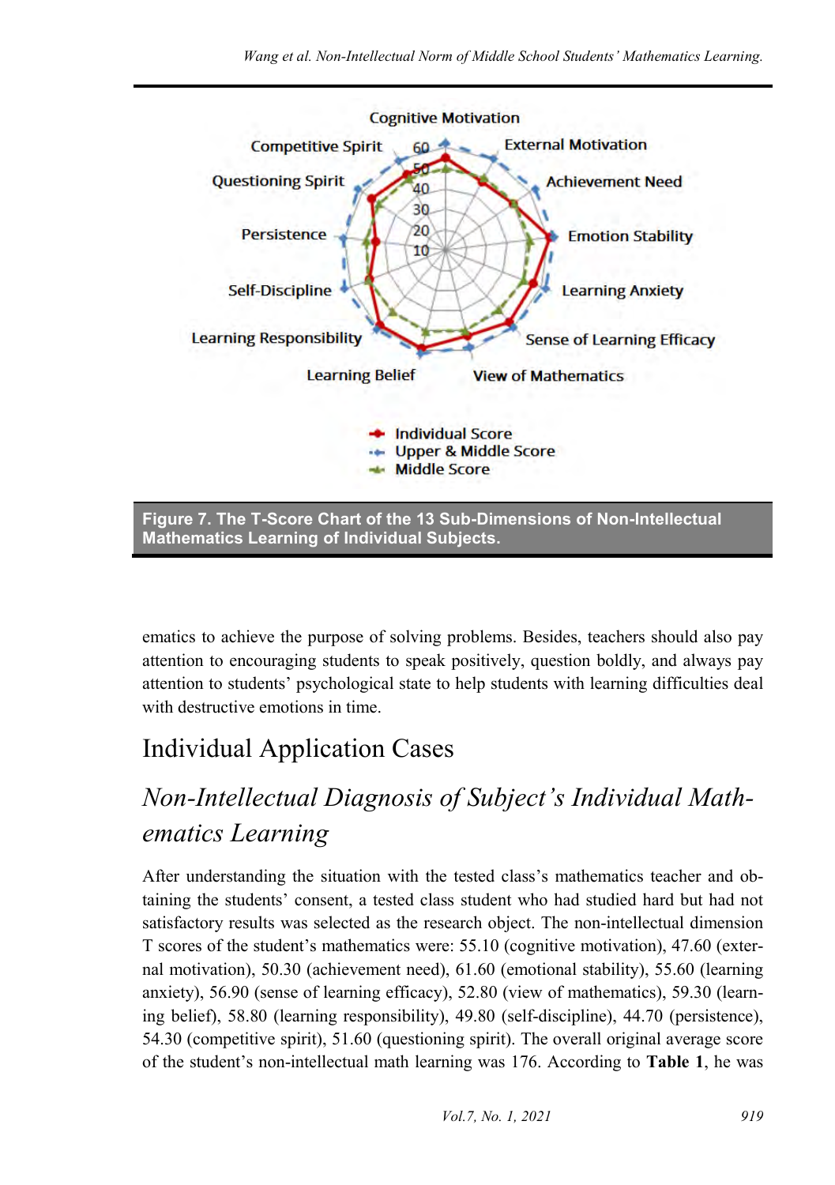Cognitive Motivation
External Motivation
Achievement Need
Emotion Stability
Learning Anxiety
Sense of Learning Efficacy
View of Mathematics
Learning Belief
Learning Responsibility
Self-Discipline
Persistence
Questioning Spirit
Competitive Spirit
60
50
40
30
20
10

Individual Score
Upper & Middle Score
Middle Score

**Figure 7. The T-Score Chart of the 13 Sub-Dimensions of Non-Intellectual Mathematics Learning of Individual Subjects.**

ematics to achieve the purpose of solving problems. Besides, teachers should also pay attention to encouraging students to speak positively, question boldly, and always pay attention to students' psychological state to help students with learning difficulties deal with destructive emotions in time.

# Individual Application Cases

## *Non-Intellectual Diagnosis of Subject's Individual Mathematics Learning*

After understanding the situation with the tested class's mathematics teacher and obtaining the students' consent, a tested class student who had studied hard but had not satisfactory results was selected as the research object. The non-intellectual dimension T scores of the student's mathematics were: 55.10 (cognitive motivation), 47.60 (external motivation), 50.30 (achievement need), 61.60 (emotional stability), 55.60 (learning anxiety), 56.90 (sense of learning efficacy), 52.80 (view of mathematics), 59.30 (learning belief), 58.80 (learning responsibility), 49.80 (self-discipline), 44.70 (persistence), 54.30 (competitive spirit), 51.60 (questioning spirit). The overall original average score of the student's non-intellectual math learning was 176. According to **Table 1**, he was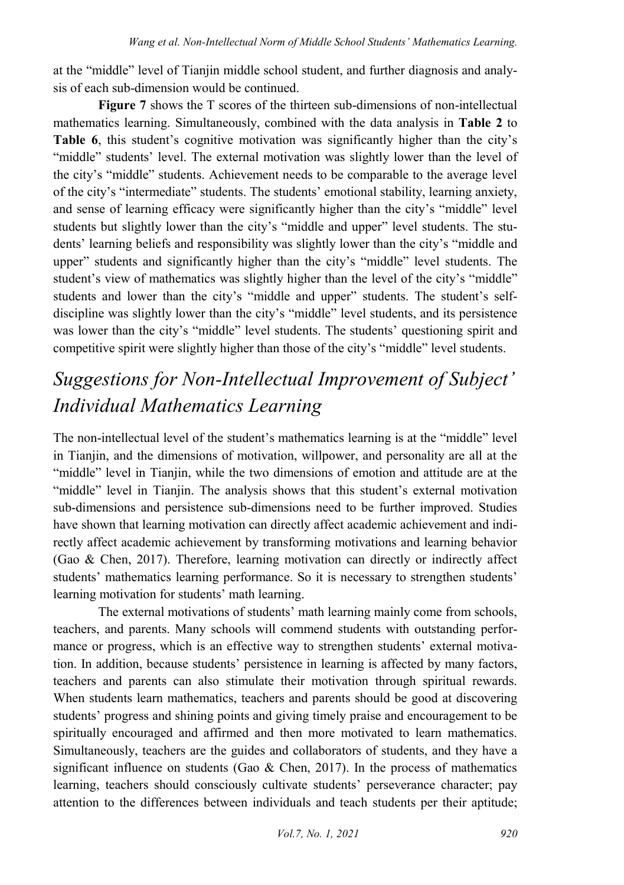at the "middle" level of Tianjin middle school student, and further diagnosis and analysis of each sub-dimension would be continued.

**Figure 7** shows the T scores of the thirteen sub-dimensions of non-intellectual mathematics learning. Simultaneously, combined with the data analysis in **Table 2** to **Table 6**, this student's cognitive motivation was significantly higher than the city's "middle" students' level. The external motivation was slightly lower than the level of the city's "middle" students. Achievement needs to be comparable to the average level of the city's "intermediate" students. The students' emotional stability, learning anxiety, and sense of learning efficacy were significantly higher than the city's "middle" level students but slightly lower than the city's "middle and upper" level students. The students' learning beliefs and responsibility was slightly lower than the city's "middle and upper" students and significantly higher than the city's "middle" level students. The student's view of mathematics was slightly higher than the level of the city's "middle" students and lower than the city's "middle and upper" students. The student's self-discipline was slightly lower than the city's "middle" level students, and its persistence was lower than the city's "middle" level students. The students' questioning spirit and competitive spirit were slightly higher than those of the city's "middle" level students.

## *Suggestions for Non-Intellectual Improvement of Subject' Individual Mathematics Learning*

The non-intellectual level of the student's mathematics learning is at the "middle" level in Tianjin, and the dimensions of motivation, willpower, and personality are all at the "middle" level in Tianjin, while the two dimensions of emotion and attitude are at the "middle" level in Tianjin. The analysis shows that this student's external motivation sub-dimensions and persistence sub-dimensions need to be further improved. Studies have shown that learning motivation can directly affect academic achievement and indirectly affect academic achievement by transforming motivations and learning behavior (Gao & Chen, 2017). Therefore, learning motivation can directly or indirectly affect students' mathematics learning performance. So it is necessary to strengthen students' learning motivation for students' math learning.

The external motivations of students' math learning mainly come from schools, teachers, and parents. Many schools will commend students with outstanding performance or progress, which is an effective way to strengthen students' external motivation. In addition, because students' persistence in learning is affected by many factors, teachers and parents can also stimulate their motivation through spiritual rewards. When students learn mathematics, teachers and parents should be good at discovering students' progress and shining points and giving timely praise and encouragement to be spiritually encouraged and affirmed and then more motivated to learn mathematics. Simultaneously, teachers are the guides and collaborators of students, and they have a significant influence on students (Gao & Chen, 2017). In the process of mathematics learning, teachers should consciously cultivate students' perseverance character; pay attention to the differences between individuals and teach students per their aptitude;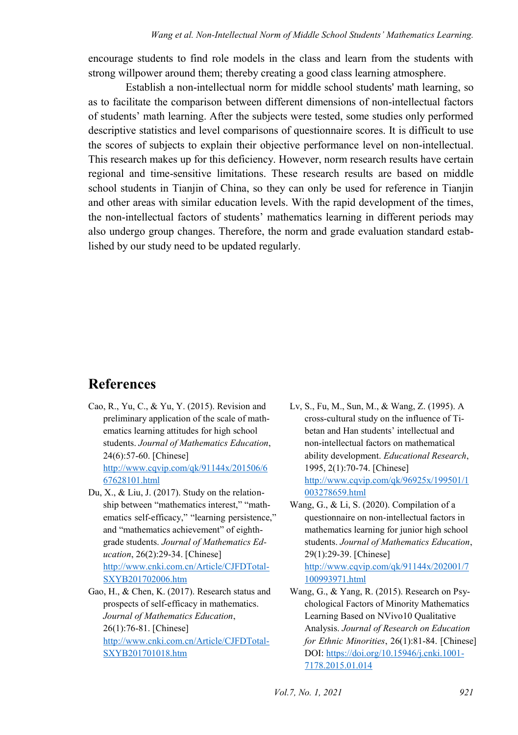encourage students to find role models in the class and learn from the students with strong willpower around them; thereby creating a good class learning atmosphere.

Establish a non-intellectual norm for middle school students' math learning, so as to facilitate the comparison between different dimensions of non-intellectual factors of students' math learning. After the subjects were tested, some studies only performed descriptive statistics and level comparisons of questionnaire scores. It is difficult to use the scores of subjects to explain their objective performance level on non-intellectual. This research makes up for this deficiency. However, norm research results have certain regional and time-sensitive limitations. These research results are based on middle school students in Tianjin of China, so they can only be used for reference in Tianjin and other areas with similar education levels. With the rapid development of the times, the non-intellectual factors of students' mathematics learning in different periods may also undergo group changes. Therefore, the norm and grade evaluation standard established by our study need to be updated regularly.

## References

Cao, R., Yu, C., & Yu, Y. (2015). Revision and preliminary application of the scale of mathematics learning attitudes for high school students. *Journal of Mathematics Education*, 24(6):57-60. [Chinese] http://www.cqvip.com/qk/91144x/201506/667628101.html

Du, X., & Liu, J. (2017). Study on the relationship between "mathematics interest," "mathematics self-efficacy," "learning persistence," and "mathematics achievement" of eighth-grade students. *Journal of Mathematics Education*, 26(2):29-34. [Chinese] http://www.cnki.com.cn/Article/CJFDTotal-SXYB201702006.htm

Gao, H., & Chen, K. (2017). Research status and prospects of self-efficacy in mathematics. *Journal of Mathematics Education*, 26(1):76-81. [Chinese] http://www.cnki.com.cn/Article/CJFDTotal-SXYB201701018.htm

Lv, S., Fu, M., Sun, M., & Wang, Z. (1995). A cross-cultural study on the influence of Tibetan and Han students' intellectual and non-intellectual factors on mathematical ability development. *Educational Research*, 1995, 2(1):70-74. [Chinese] http://www.cqvip.com/qk/96925x/199501/1003278659.html

Wang, G., & Li, S. (2020). Compilation of a questionnaire on non-intellectual factors in mathematics learning for junior high school students. *Journal of Mathematics Education*, 29(1):29-39. [Chinese] http://www.cqvip.com/qk/91144x/202001/7100993971.html

Wang, G., & Yang, R. (2015). Research on Psychological Factors of Minority Mathematics Learning Based on NVivo10 Qualitative Analysis. *Journal of Research on Education for Ethnic Minorities*, 26(1):81-84. [Chinese] DOI: https://doi.org/10.15946/j.cnki.1001-7178.2015.01.014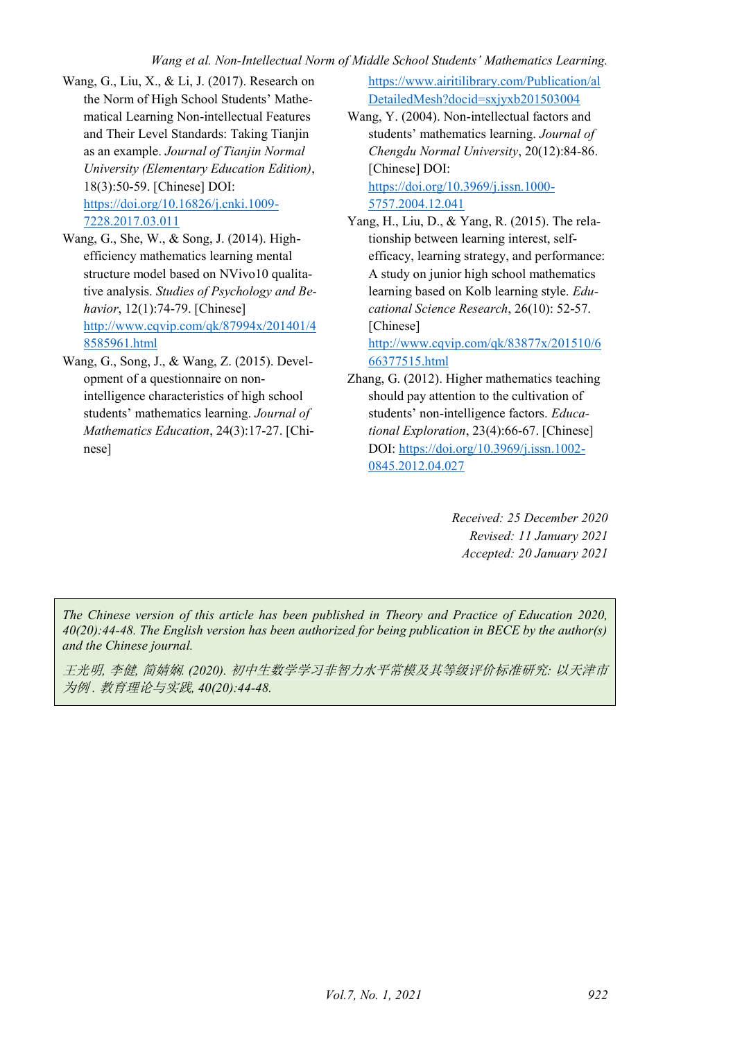Wang, G., Liu, X., & Li, J. (2017). Research on the Norm of High School Students' Mathematical Learning Non-intellectual Features and Their Level Standards: Taking Tianjin as an example. *Journal of Tianjin Normal University (Elementary Education Edition)*, 18(3):50-59. [Chinese] DOI: https://doi.org/10.16826/j.cnki.1009-7228.2017.03.011

Wang, G., She, W., & Song, J. (2014). High-efficiency mathematics learning mental structure model based on NVivo10 qualitative analysis. *Studies of Psychology and Behavior*, 12(1):74-79. [Chinese] http://www.cqvip.com/qk/87994x/201401/48585961.html

Wang, G., Song, J., & Wang, Z. (2015). Development of a questionnaire on non-intelligence characteristics of high school students' mathematics learning. *Journal of Mathematics Education*, 24(3):17-27. [Chinese] https://www.airitilibrary.com/Publication/alDetailedMesh?docid=sxjyxb201503004

Wang, Y. (2004). Non-intellectual factors and students' mathematics learning. *Journal of Chengdu Normal University*, 20(12):84-86. [Chinese] DOI: https://doi.org/10.3969/j.issn.1000-5757.2004.12.041

Yang, H., Liu, D., & Yang, R. (2015). The relationship between learning interest, self-efficacy, learning strategy, and performance: A study on junior high school mathematics learning based on Kolb learning style. *Educational Science Research*, 26(10): 52-57. [Chinese] http://www.cqvip.com/qk/83877x/201510/666377515.html

Zhang, G. (2012). Higher mathematics teaching should pay attention to the cultivation of students' non-intelligence factors. *Educational Exploration*, 23(4):66-67. [Chinese] DOI: https://doi.org/10.3969/j.issn.1002-0845.2012.04.027

*Received: 25 December 2020*
*Revised: 11 January 2021*
*Accepted: 20 January 2021*

*The Chinese version of this article has been published in Theory and Practice of Education 2020, 40(20):44-48. The English version has been authorized for being publication in BECE by the author(s) and the Chinese journal.*

*王光明, 李健, 简婧娴. (2020). 初中生数学学习非智力水平常模及其等级评价标准研究: 以天津市为例 . 教育理论与实践, 40(20):44-48.*